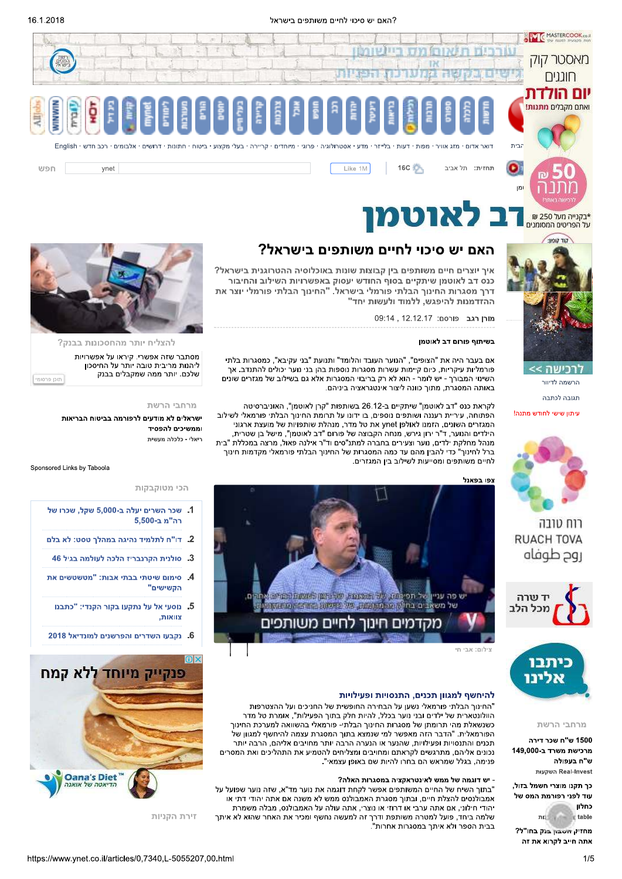# דב לאוטמן

## האם יש סיכוי לחיים משותפים בישראל?

**איך יוצרים חיים משותפים בין קבוצות שונות באוכלוסיה ההטרוגנית בישראל? כנס דב לאוטמן שיתקיים בסוף החודש יעסוק באפשרויות השילוב והחיבור דרך מסגרות החינוך הבלתי פורמלי בישראל. "החינוך הבלתי פורמלי יוצר את ההזדמנות להיפגש, ללמוד ולעשות יחד"**

מורן רגב פורסם: 12.12.17 , 09:14

**בשיתוף פורום דב לאוטמן**

אם בעבר היה את "הצופים", "הנוער העובד והלומד" ותנועת "בני עקיבא", כמסגרות בלתי פורמליות עיקריות, כיום קיימות עשרות מסגרות נוספות בהן בני נוער יכולים להתגדר. אך השינוי המבורך - יש לומר - הוא לא רק בריבוי המסגרות אלא גם בשילוב של מגזרים שונים באותה המסגרת, מתוך כוונה ליצור אינטראקציה ביניהם.

לקראת כנס "דב לאוטמן" שיתקיים ב-26.12 בשותפות "קרן לאוטמן", האוניברסיטה הפתוחה, עיריית רעננה ושותפים נוספים, בו ידונו על תרומת החינוך הבלתי פורמאלי לשילוב המגזרים השונים, הזמנו לאולפן ynet את טל מדר, מנהלת שותפויות של מועצת ארגוני הילדים והנוער, ד"ר ירון גירש, מנהל הקבוצה של פורום "דב לאוטמן", מישל בן שטרית, מנהל מחלקת ילדים, נוער וצעירים בחברה למתנ"סים וד"ר אילנה פאול, מרצה במכללת "בית ברל לחינוך" כדי להבין מהם עד כמה המסגרות של החינוך הבלתי פורמאלי מקדמות חינוך לחיים משותפים ומסייעות לשילוב בין המגזרים.

**צפו בפאנל**

יש פה עניין של תפיסה, של ההגדרה, של יצירת תשתית לחיים משותפים, של משאבים בחינוך הבלתי פורמאלי

מקדמים חינוך לחיים משותפים

צילום: אבי חי

### להיחשף למגוון תכנים, התנסויות ופעילויות

"החינוך הבלתי פורמאלי נשען על הבחירה החופשית של הנכים ועל ההצטרפות הוולונטארית של ילדים ובני נוער בכלל, להיות חלק בתוך הפעילות", אומרת טל מדר כשנשאלת מהי תרומתן של מסגרות החינוך הבלתי- פורמאלי בהשוואה למערכת החינוך הפורמאלית. "הדבר הזה מאפשר למי שנמצא בתוך המסגרת עצמה להיחשף למגוון של תכנים והתנסויות ופעילויות, שהנער או הנערה הרבה יותר מחוברים אליהם, הרבה יותר נכונים אליהם, מתרגשים לקראתם ומחויבים ומצליחים להטמיע את התהליכים ואת המסרים פנימה, בגלל שמראש הם בחרו להיות שם באופן עצמאי".

**- יש דוגמה של ממש לאינטראקציה במסגרות האלה?**

"בתוך השיח של החיים המשותפים אפשר לקחת לדוגמה את נוער מד"א, שזה נוער שפועל על אמבולנסים להצלת חיים, ובתוך מסגרת האמבולנס ממש לא משנה אם אתה יהודי דתי או יהודי חילוני, אם אתה ערבי או דרוזי או נוצרי, אתה עולה על האמבולנס, מבלה משמרת שלמה ביחד, פועל למטרה משותפת ודרך זה למעשה נחשף ומכיר את האחר שהוא לא איתך בבית הספר ולא איתך במסגרות אחרות."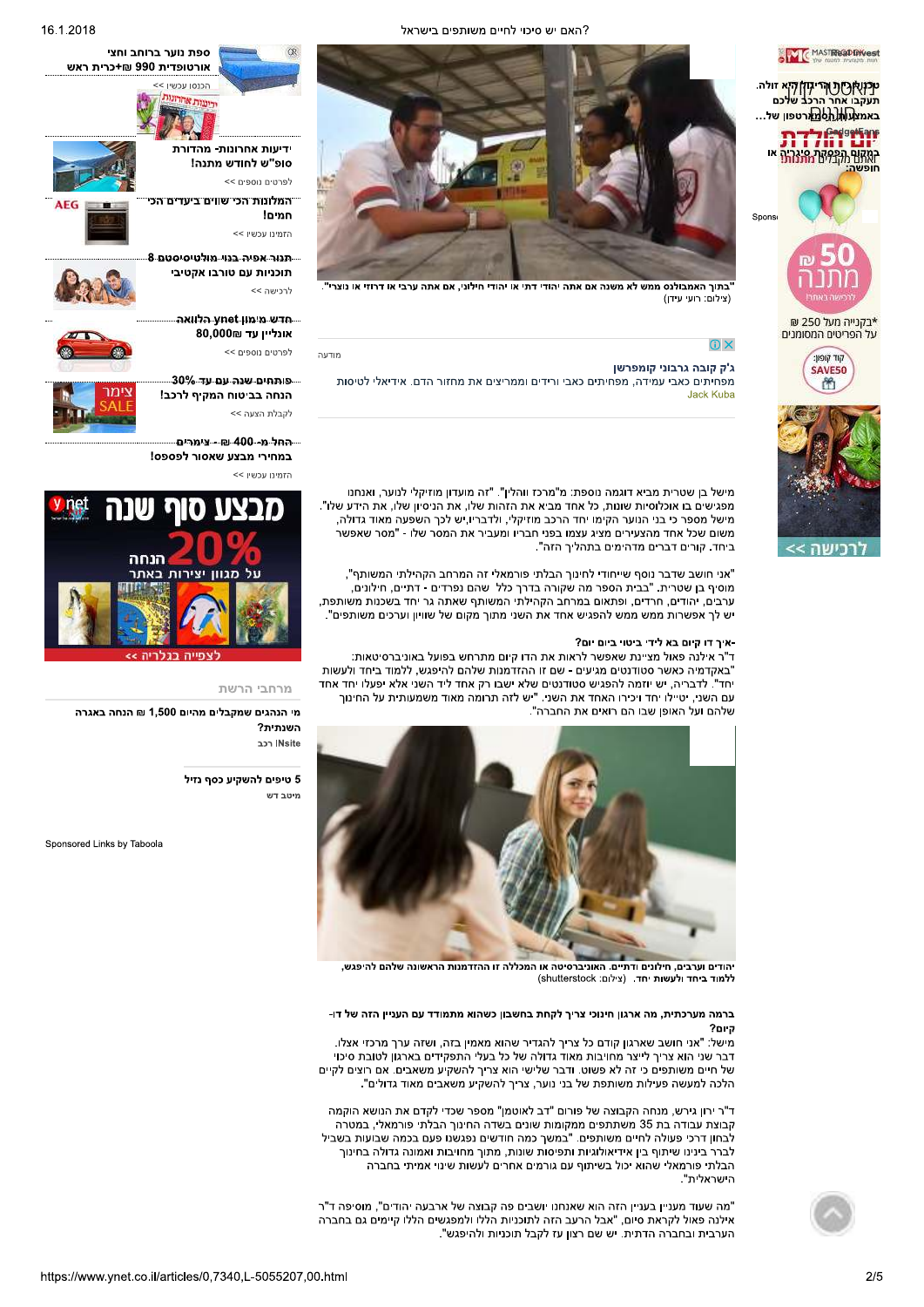"בתוך האמבולנס ממש לא משנה אם אתה יהודי דתי או יהודי חילוני, אם אתה ערבי או דרוזי או נוצרי". (צילום: רועי עידן)

מישל בן שטרית מביא דוגמה נוספת: מ"מרכז והלין". "זה מועדון מוזיקלי לנוער, ואנחנו מפגישים בו אוכלוסיות שונות, כל אחד מביא את הזהות שלו, את הניסיון שלו, את הידע שלו". מישל מספר כי בני הנוער הקימו יחד הרכב מוזיקלי, ולדבריו, יש לכך השפעה מאוד גדולה, משום שכל אחד מהמעיירים מציג עצמו בפני חבריו ומעביר את המסר שלו - "מסר שאפשר ביחד. קורים דברים מדהימים בתהליך הזה".

"אני חושב שדבר נוסף שייחודי לחינוך הבלתי פורמאלי זה המרחב הקהילתי המשותף", מוסיף בן שטרית. "בבית הספר מה שקורה בדרך כלל שהם נפרדים - דתיים, חילונים, ערבים, יהודים, חרדים, ופתאום במרחב הקהילתי המשותף שאתה גר יחד בשכונת משותפת, יש לך אפשרות ממש ממש להפגיש אחד את השני מתוך מקום של שוויון וערכים משותפים".

**-איך זה קיים בא לידי ביטוי ביום יום?**

ד"ר אילנה פאול מציינת שאפשר לראות את הדו קיום מתרחש בפועל באוניברסיטאות: "באקדמיה כאשר סטודנטים מגיעים - שם זו ההזדמנות שלהם להיפגש, ללמוד ביחד ולעשות יחד". לדבריה, יש יוזמה להפגיש סטודנטים שלא ישבו רק אחד ליד השני אלא יפעלו יחד אחד עם השני, "טיילו יחד ויכירו האחד את השני". "יש לזה תרומה מאוד משמעותית על החינוך שלהם ועל האופן שבו הם רואים את החברה".

יהודים וערבים, חילונים ודתיים. האוניברסיטה או המכללה זו ההזדמנות הראשונה שלהם להיפגש, ללמוד ביחד ולעשות יחד. (צילום: shutterstock)

**ברמה מערכתית, מה ארגון חינוכי צריך לקחת בחשבון כשהוא מתמודד עם העניין הזה של דו-קיום?**

מישל: "אני חושב שארגון קודם כל צריך להגדיר שהוא מאמין בזה, ושזה ערך מרכזי אצלו. דבר שני הוא צריך לייצר מחויבות מאוד גדולה של כל בעלי התפקידים בארגון לטובת סיכוי של חיים משותפים כי זה לא פשוט. ודבר שלישי הוא צריך להשקיע משאבים. אם רוצים לקיים הלכה למעשה פעילות משותפת של בני נוער, צריך להשקיע משאבים מאוד גדולים".

ד"ר ירון גירש, מנחה הקבוצה של פורום "דב לאוטמן" מספר שכדי לקדם את הנושא הוקמה קבוצת עבודה בת 35 משתתפים ממקומות שונים בשדה החינוך הבלתי פורמאלי, במטרה לבחון דרכי פעולה לחיים משותפים. "במשך כמה חודשים נפגשנו פעם בכמה שבועות בשביל לברר בינינו שיתוף בין אידיאולוגיות ותפיסות שונות, מתוך מחויבות ואמונה גדולה בחינוך הבלתי פורמאלי שהוא יכול בשיתוף עם גורמים אחרים לעשות שינוי אמיתי בחברה הישראלית".

"מה שעוד מעניין בעניין הזה הוא שאנחנו יושבים פה קבוצה של ארבעה יהודים", מוסיפה ד"ר אילנה פאול לקראת סיום, "אבל הרעה הזה לתוכניות הללו ולמפגשים הללו קיימים גם בחברה הערבית ובחברה הדתית. יש שם רצון עז לקבל תוכניות ולהיפגש".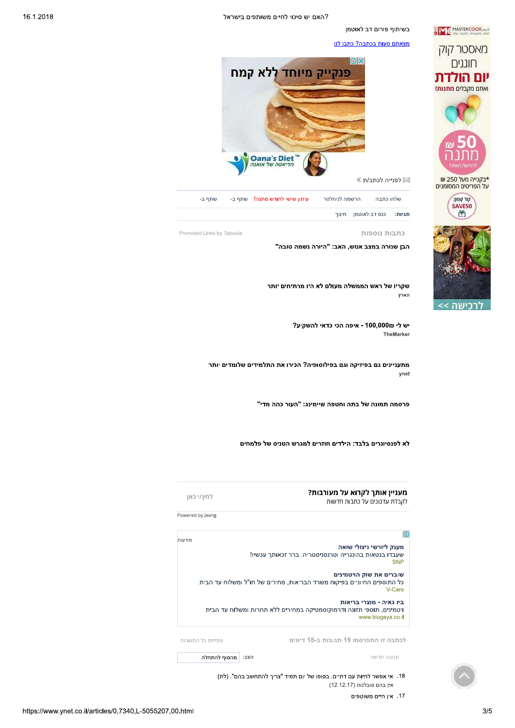בשיתוף פורום דב לאוטמן

מצאתם טעות בכתבה? כתבו לנו

לפנייה לכתב/ת

שלחו כתבה | הרשמה לניוזלטר | עיתון שישי לחודש מתנה! | שתף ב- | שתף ב-

**תגיות:** כנס דב לאוטמן | חינוך

## כתבות נוספות

Promoted Links by Taboola

**הבן שנורה במצב אנוש, האב: "היורה נשמה טובה"**

**שקריו של ראש הממשלה מעולם לא היו מרתיחים יותר**
הארץ

**יש לי 100,000₪ - איפה הכי כדאי להשקיע?**
TheMarker

**מתעניינים גם בפיזיקה וגם בפילוסופיה? הכירו את התלמידים שלומדים יותר**
ynet

**פרסמה תמונה של בתה וחטפה שיימינג: "הערה כהה מדי"**

**לא לפנסיונרים בלבד: הילדים חוזרים למגרש הטניס של פלמחים**

**מעניין אותך לקרוא על מעורבות?**
לקבלת עדכונים על כתבות חדשות

לחץ/י כאן

Powered by Jeeng

מודעות

**מענק ליורשי ניצולי שואה**
שעבדו בגטאות בהונגריה וטרנסניסטריה. ברר זכאותך עכשיו!
SNP

**שוברים את שוק הויטמינים**
כל התוספים החיוניים בפיקוח משרד הבריאות, מחירים של חו"ל ומשלוח עד הבית
V-Care

**ביו גאיה - מוצרי בריאות**
ויטמינים, תוספי תזונה ודרמוקוסמטיקה במחירים ללא תחרות ומשלוח עד הבית
www.biogaya.co.il

לכתבה זו התפרסמו 19 תגובות ב-18 דיונים | פתיחת כל התגובות

תגובה חדשה | הצג: מהסוף להתחלה

18. אי אפשר לחיות עם דת"ים. בסופו של יום תמיד "צריך להתחשב בהם". (לת)
אין בהם סובלנות (12.12.17)

17. אין חיים משותפים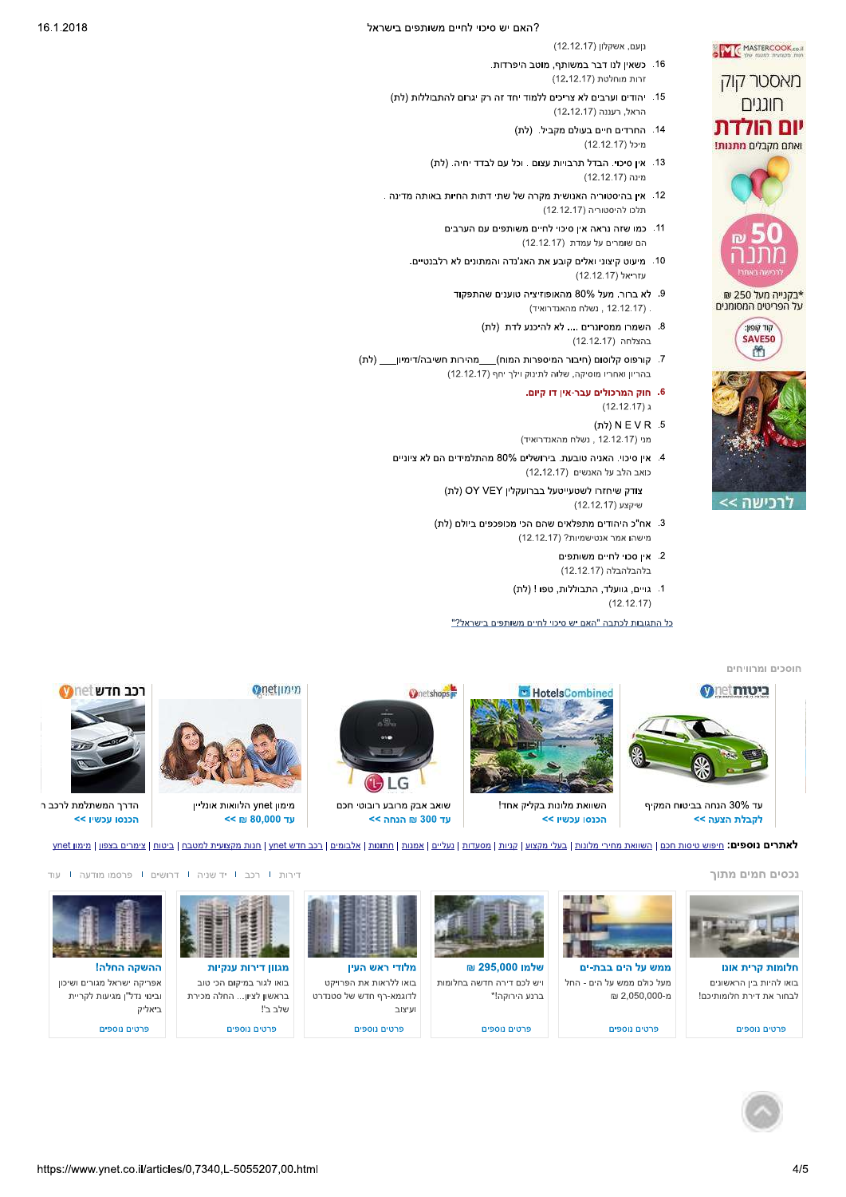נועם, אשקלון (12.12.17)

16. כשאין לנו דבר במשותף, מוטב הפירדות.
זרות מוחלטת (12.12.17)

15. יהודים וערבים לא צריכים ללמוד יחד זה רק יגרום להתבוללות (לת)
הראל, רעננה (12.12.17)

14. החרדים חיים בעולם מקביל. (לת)
מיכל (12.12.17)

13. **אין סיכוי.** הבדל תרבויות עצום . וכל עם לבדד יחיה. (לת)
מינה (12.12.17)

12. **אין** בהיסטוריה האנושית מקרה של שתי דתות החיות באותה מדינה .
תלכו להיסטוריה (12.12.17)

11. כמו שזה נראה אין סיכוי לחיים משותפים עם הערבים
הם שומרים על עמדת (12.12.17)

10. מיעוט קיצוני ואלים קובע את האג'נדה והמתונים לא רלבנטיים.
עזריאל (12.12.17)

9. לא ברור. מעל 80% מהאופוזיציה טוענים שהתפקוד
. נשלח מהאנדרואיד , 12.12.17

8. השמרו ממסיונרים .... לא להיכנע לדת (לת)
בהצלחה (12.12.17)

7. קורפוס קלוסום (חיבור המיספרות המוח)___מהירות חשיבה/דימיון___ (לת)
בהריון ואחרי מוסיקה, שלוה לתינוק וילך חכם (12.12.17)

6. **חוק המרכולים עבר-אין דו קיום.**
ג (12.12.17)

5. N E V R (לת)
מני 12.12.17 , נשלח מהאנדרואיד

4. אין סיכוי. האניה טובעת. בירושלים 80% מהתלמידים הם לא ציוניים
כואב הלב על האנשים (12.12.17)

צוק שיחזרו לשטעיטעל בברוקלין OY VEY (לת)
שיקצע (12.12.17)

3. אח"כ היהודים מתפלאים שהם הכי מכופכפים ביולם (לת)
מישהו אמר אנטישמיות? (12.12.17)

2. אין סכוי לחיים משותפים
בלהבלהבלה (12.12.17)

1. גויים, גוועלד, התבוללות, טפו ! (לת) 
(12.12.17)

כל התגובות לכתבה "האם יש סיכוי לחיים משותפים בישראל?"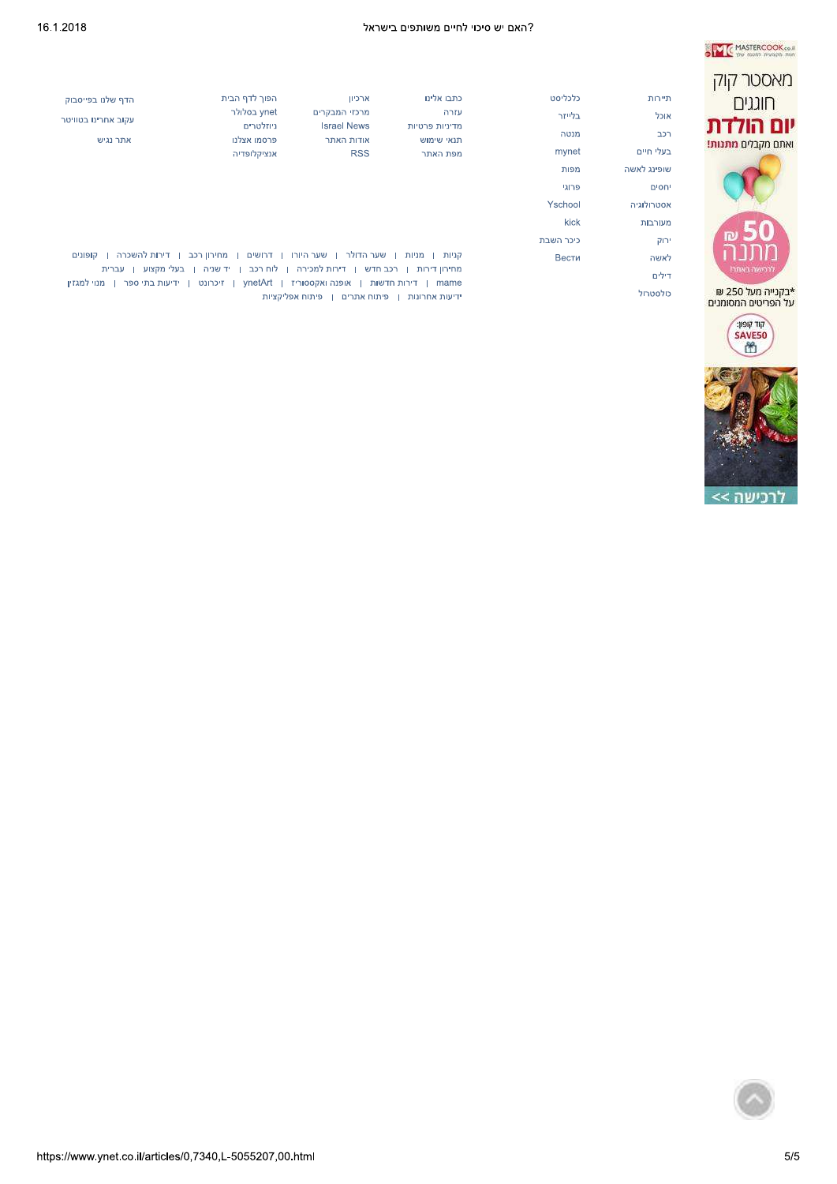תיירות
אוכל
רכב
בעלי חיים
שופינג לאשה
יחסים
אסטרולוגיה
מעורבות
ירוק
לאשה
דילים
כולסטרול

כלכליסט
בלייזר
מנטה
mynet
מפות
פרוגי
Yschool
kick
כיכר השבת
Вести

כתבו אלינו
עזרה
מדיניות פרטיות
תנאי שימוש
מפת האתר

ארכיון
מרכזי המבקרים
Israel News
אודות האתר
RSS

הפוך לדף הבית
ynet בסלולר
ניוזלטרים
פרסמו אצלנו
אנציקלופדיה

הדף שלנו בפייסבוק
עקבו אחרינו בטוויטר
אתר נגיש

קניות | מניות | שער הדולר | שער היורו | דרושים | מחירון רכב | דירות להשכרה | קופונים
מחירון דירות | רכב חדש | דירות למכירה | לוח רכב | יד שניה | בעלי מקצוע | עברית
mame | דירות חדשות | אופנה ואקססוריז | ynetArt | זיכרונט | ידיעות בתי ספר | מנוי למגזין
ידיעות אחרונות | פיתוח אתרים | פיתוח אפליקציות

MASTERCOOK.co.il
מאסטר קוק
חוגגים
יום הולדת
ואתם מקבלים מתנות!
50 ₪
מתנה
לרכישה באתר!
*בקנייה מעל 250 ₪
על הפריטים המסומנים
קוד קופון:
SAVE50
לרכישה >>